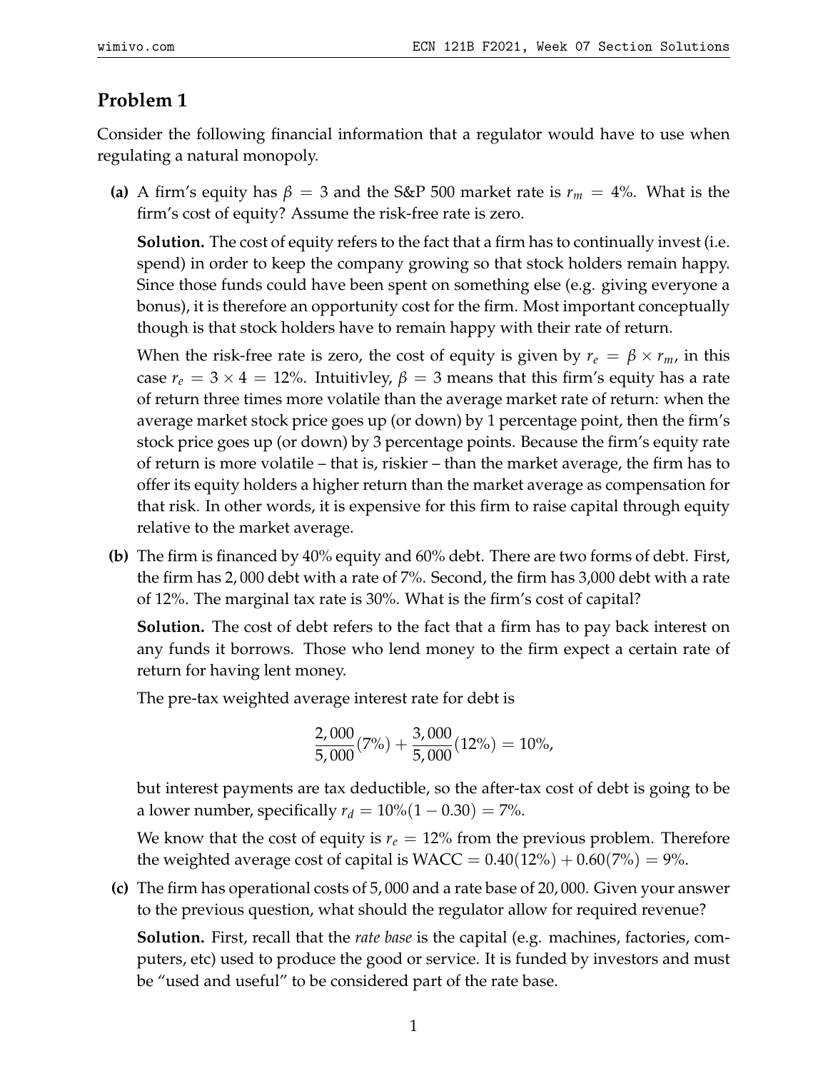## Problem 1

Consider the following financial information that a regulator would have to use when regulating a natural monopoly.

**(a)** A firm's equity has $\beta = 3$ and the S&P 500 market rate is $r_m = 4\%$. What is the firm's cost of equity? Assume the risk-free rate is zero.

**Solution.** The cost of equity refers to the fact that a firm has to continually invest (i.e. spend) in order to keep the company growing so that stock holders remain happy. Since those funds could have been spent on something else (e.g. giving everyone a bonus), it is therefore an opportunity cost for the firm. Most important conceptually though is that stock holders have to remain happy with their rate of return.

When the risk-free rate is zero, the cost of equity is given by $r_e = \beta \times r_m$, in this case $r_e = 3 \times 4 = 12\%$. Intuitivley, $\beta = 3$ means that this firm's equity has a rate of return three times more volatile than the average market rate of return: when the average market stock price goes up (or down) by 1 percentage point, then the firm's stock price goes up (or down) by 3 percentage points. Because the firm's equity rate of return is more volatile – that is, riskier – than the market average, the firm has to offer its equity holders a higher return than the market average as compensation for that risk. In other words, it is expensive for this firm to raise capital through equity relative to the market average.

**(b)** The firm is financed by 40% equity and 60% debt. There are two forms of debt. First, the firm has 2,000 debt with a rate of 7%. Second, the firm has 3,000 debt with a rate of 12%. The marginal tax rate is 30%. What is the firm's cost of capital?

**Solution.** The cost of debt refers to the fact that a firm has to pay back interest on any funds it borrows. Those who lend money to the firm expect a certain rate of return for having lent money.

The pre-tax weighted average interest rate for debt is

$$\frac{2,000}{5,000}(7\%) + \frac{3,000}{5,000}(12\%) = 10\%,$$

but interest payments are tax deductible, so the after-tax cost of debt is going to be a lower number, specifically $r_d = 10\%(1 - 0.30) = 7\%$.

We know that the cost of equity is $r_e = 12\%$ from the previous problem. Therefore the weighted average cost of capital is $\text{WACC} = 0.40(12\%) + 0.60(7\%) = 9\%$.

**(c)** The firm has operational costs of 5,000 and a rate base of 20,000. Given your answer to the previous question, what should the regulator allow for required revenue?

**Solution.** First, recall that the *rate base* is the capital (e.g. machines, factories, computers, etc) used to produce the good or service. It is funded by investors and must be "used and useful" to be considered part of the rate base.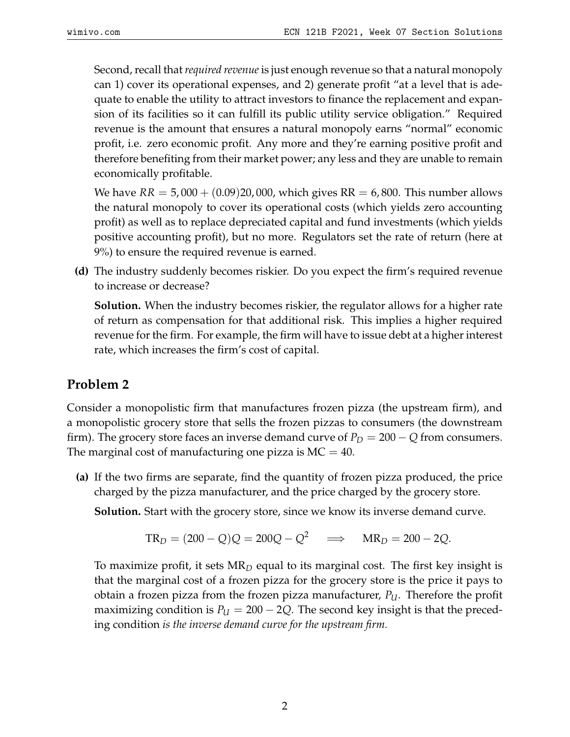Second, recall that *required revenue* is just enough revenue so that a natural monopoly can 1) cover its operational expenses, and 2) generate profit "at a level that is adequate to enable the utility to attract investors to finance the replacement and expansion of its facilities so it can fulfill its public utility service obligation." Required revenue is the amount that ensures a natural monopoly earns "normal" economic profit, i.e. zero economic profit. Any more and they're earning positive profit and therefore benefiting from their market power; any less and they are unable to remain economically profitable.

We have $RR = 5,000 + (0.09)20,000$, which gives $\text{RR} = 6,800$. This number allows the natural monopoly to cover its operational costs (which yields zero accounting profit) as well as to replace depreciated capital and fund investments (which yields positive accounting profit), but no more. Regulators set the rate of return (here at 9%) to ensure the required revenue is earned.

**(d)** The industry suddenly becomes riskier. Do you expect the firm's required revenue to increase or decrease?

**Solution.** When the industry becomes riskier, the regulator allows for a higher rate of return as compensation for that additional risk. This implies a higher required revenue for the firm. For example, the firm will have to issue debt at a higher interest rate, which increases the firm's cost of capital.

## Problem 2

Consider a monopolistic firm that manufactures frozen pizza (the upstream firm), and a monopolistic grocery store that sells the frozen pizzas to consumers (the downstream firm). The grocery store faces an inverse demand curve of $P_D = 200 - Q$ from consumers. The marginal cost of manufacturing one pizza is $\text{MC} = 40$.

**(a)** If the two firms are separate, find the quantity of frozen pizza produced, the price charged by the pizza manufacturer, and the price charged by the grocery store.

**Solution.** Start with the grocery store, since we know its inverse demand curve.

$$\text{TR}_D = (200 - Q)Q = 200Q - Q^2 \quad \Longrightarrow \quad \text{MR}_D = 200 - 2Q.$$

To maximize profit, it sets $\text{MR}_D$ equal to its marginal cost. The first key insight is that the marginal cost of a frozen pizza for the grocery store is the price it pays to obtain a frozen pizza from the frozen pizza manufacturer, $P_U$. Therefore the profit maximizing condition is $P_U = 200 - 2Q$. The second key insight is that the preceding condition *is the inverse demand curve for the upstream firm.*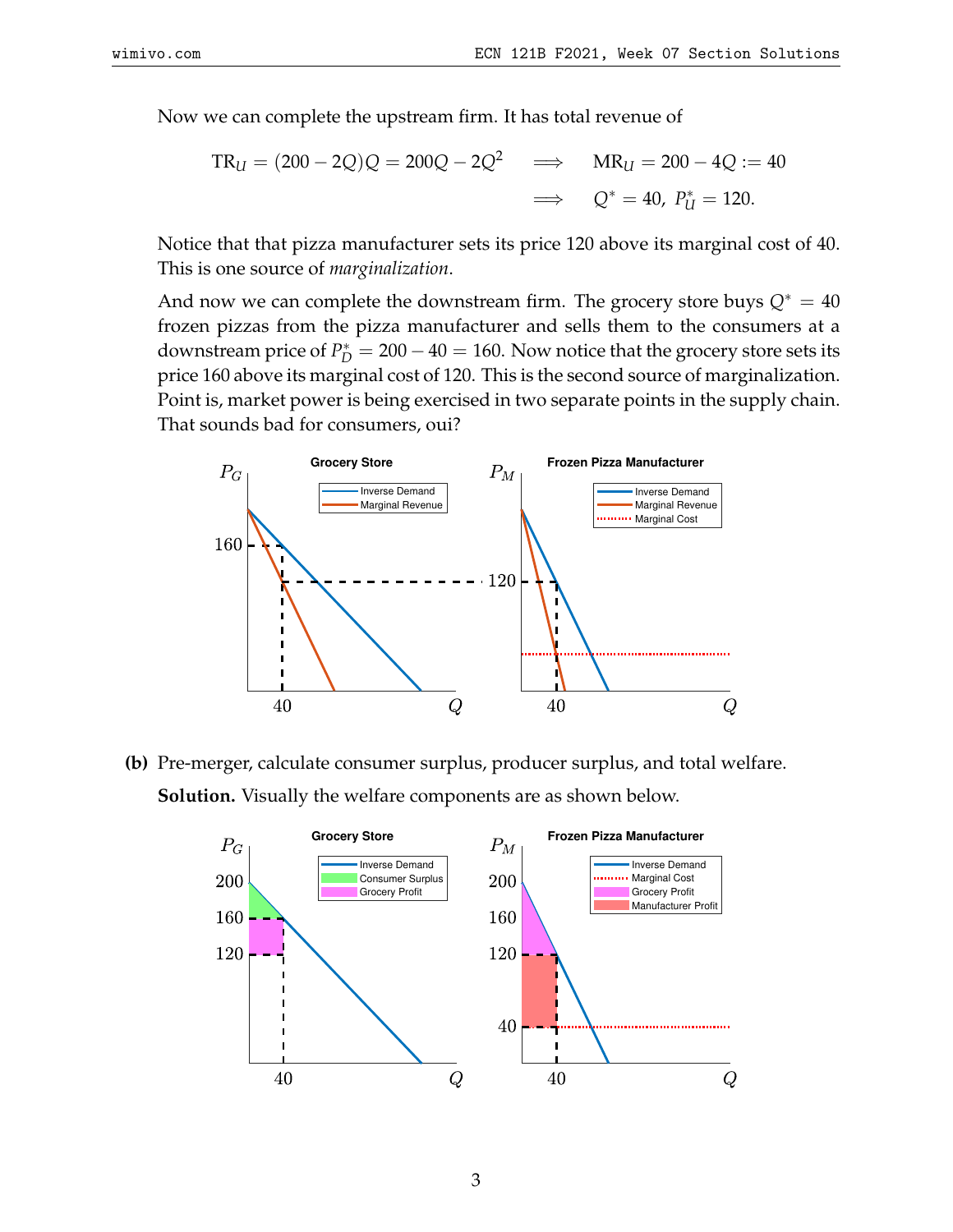Now we can complete the upstream firm. It has total revenue of

$$\text{TR}_U = (200 - 2Q)Q = 200Q - 2Q^2 \quad \Longrightarrow \quad \text{MR}_U = 200 - 4Q := 40$$
$$\Longrightarrow \quad Q^* = 40,\ P_U^* = 120.$$

Notice that that pizza manufacturer sets its price 120 above its marginal cost of 40. This is one source of *marginalization*.

And now we can complete the downstream firm. The grocery store buys $Q^* = 40$ frozen pizzas from the pizza manufacturer and sells them to the consumers at a downstream price of $P_D^* = 200 - 40 = 160$. Now notice that the grocery store sets its price 160 above its marginal cost of 120. This is the second source of marginalization. Point is, market power is being exercised in two separate points in the supply chain. That sounds bad for consumers, oui?

**(b)** Pre-merger, calculate consumer surplus, producer surplus, and total welfare.

**Solution.** Visually the welfare components are as shown below.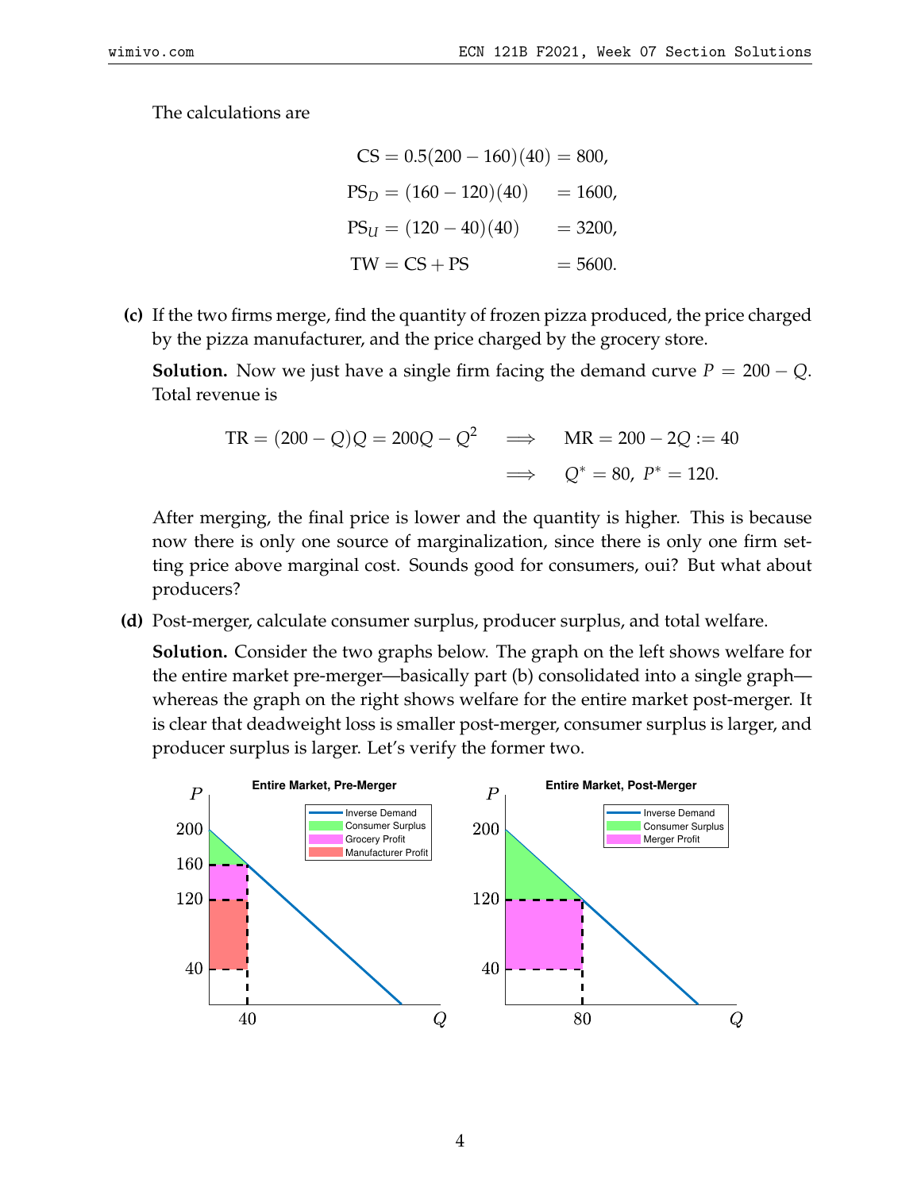The calculations are

$$
\begin{aligned}
\text{CS} &= 0.5(200-160)(40) = 800, \\
\text{PS}_D &= (160-120)(40) \quad = 1600, \\
\text{PS}_U &= (120-40)(40) \quad\;\; = 3200, \\
\text{TW} &= \text{CS} + \text{PS} \qquad\quad\; = 5600.
\end{aligned}
$$

**(c)** If the two firms merge, find the quantity of frozen pizza produced, the price charged by the pizza manufacturer, and the price charged by the grocery store.

**Solution.** Now we just have a single firm facing the demand curve $P = 200 - Q$. Total revenue is

$$
\begin{aligned}
\text{TR} = (200-Q)Q = 200Q - Q^2 \quad &\Longrightarrow \quad \text{MR} = 200 - 2Q := 40 \\
&\Longrightarrow \quad Q^* = 80,\ P^* = 120.
\end{aligned}
$$

After merging, the final price is lower and the quantity is higher. This is because now there is only one source of marginalization, since there is only one firm setting price above marginal cost. Sounds good for consumers, oui? But what about producers?

**(d)** Post-merger, calculate consumer surplus, producer surplus, and total welfare.

**Solution.** Consider the two graphs below. The graph on the left shows welfare for the entire market pre-merger—basically part (b) consolidated into a single graph—whereas the graph on the right shows welfare for the entire market post-merger. It is clear that deadweight loss is smaller post-merger, consumer surplus is larger, and producer surplus is larger. Let's verify the former two.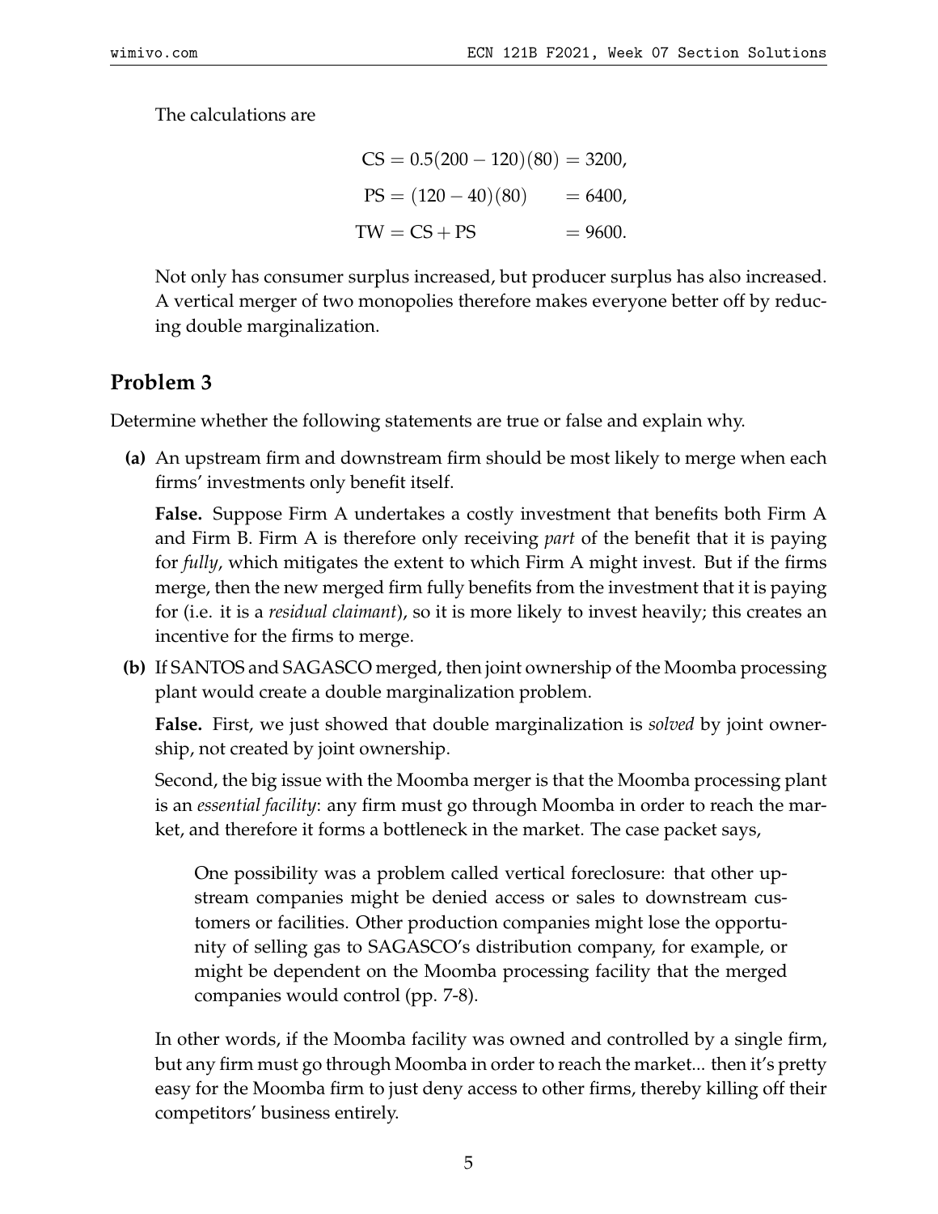The calculations are

$$
\begin{aligned}
\text{CS} &= 0.5(200-120)(80) = 3200, \\
\text{PS} &= (120-40)(80) \qquad = 6400, \\
\text{TW} &= \text{CS} + \text{PS} \qquad\quad = 9600.
\end{aligned}
$$

Not only has consumer surplus increased, but producer surplus has also increased. A vertical merger of two monopolies therefore makes everyone better off by reducing double marginalization.

## Problem 3

Determine whether the following statements are true or false and explain why.

**(a)** An upstream firm and downstream firm should be most likely to merge when each firms' investments only benefit itself.

**False.** Suppose Firm A undertakes a costly investment that benefits both Firm A and Firm B. Firm A is therefore only receiving *part* of the benefit that it is paying for *fully*, which mitigates the extent to which Firm A might invest. But if the firms merge, then the new merged firm fully benefits from the investment that it is paying for (i.e. it is a *residual claimant*), so it is more likely to invest heavily; this creates an incentive for the firms to merge.

**(b)** If SANTOS and SAGASCO merged, then joint ownership of the Moomba processing plant would create a double marginalization problem.

**False.** First, we just showed that double marginalization is *solved* by joint ownership, not created by joint ownership.

Second, the big issue with the Moomba merger is that the Moomba processing plant is an *essential facility*: any firm must go through Moomba in order to reach the market, and therefore it forms a bottleneck in the market. The case packet says,

> One possibility was a problem called vertical foreclosure: that other upstream companies might be denied access or sales to downstream customers or facilities. Other production companies might lose the opportunity of selling gas to SAGASCO's distribution company, for example, or might be dependent on the Moomba processing facility that the merged companies would control (pp. 7-8).

In other words, if the Moomba facility was owned and controlled by a single firm, but any firm must go through Moomba in order to reach the market... then it's pretty easy for the Moomba firm to just deny access to other firms, thereby killing off their competitors' business entirely.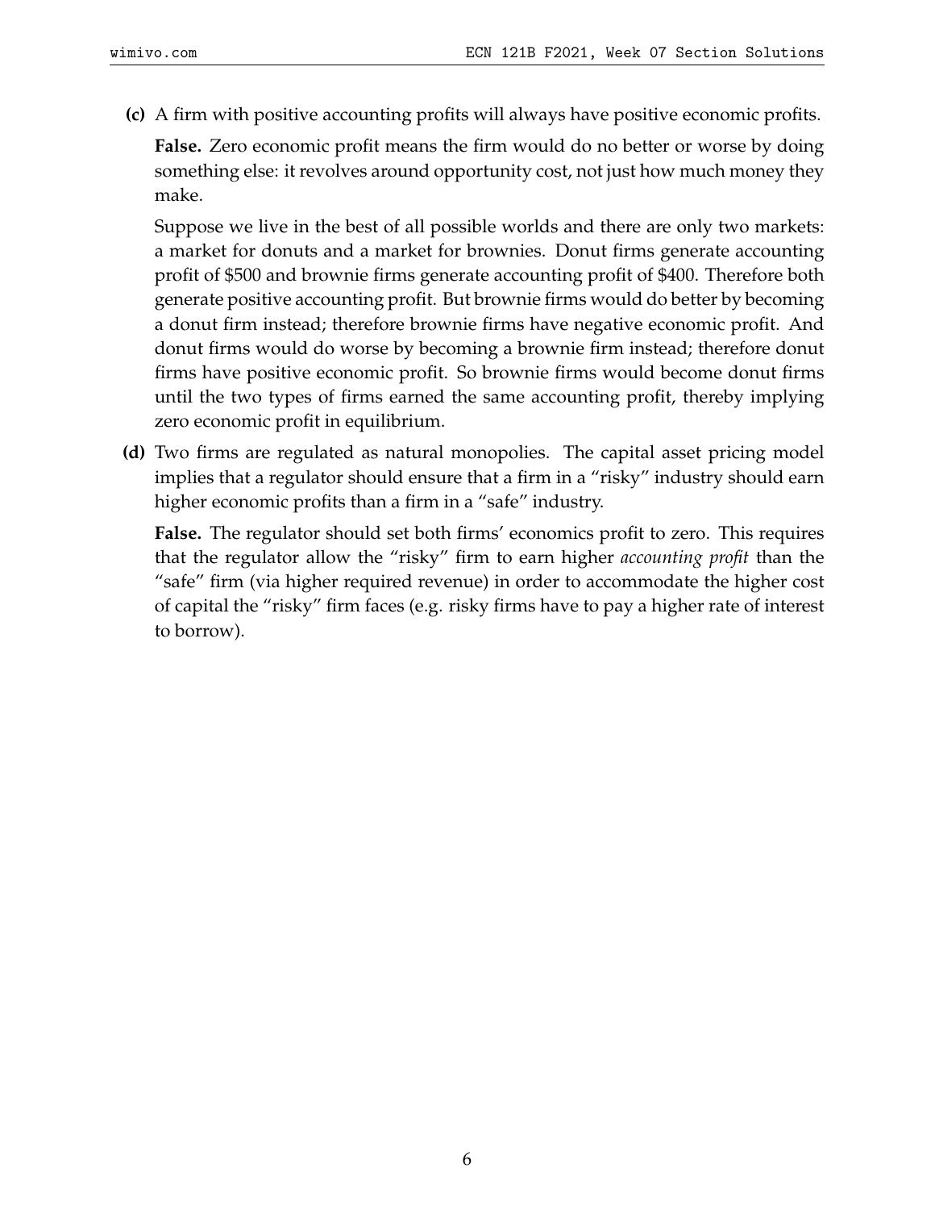**(c)** A firm with positive accounting profits will always have positive economic profits.

**False.** Zero economic profit means the firm would do no better or worse by doing something else: it revolves around opportunity cost, not just how much money they make.

Suppose we live in the best of all possible worlds and there are only two markets: a market for donuts and a market for brownies. Donut firms generate accounting profit of $500 and brownie firms generate accounting profit of $400. Therefore both generate positive accounting profit. But brownie firms would do better by becoming a donut firm instead; therefore brownie firms have negative economic profit. And donut firms would do worse by becoming a brownie firm instead; therefore donut firms have positive economic profit. So brownie firms would become donut firms until the two types of firms earned the same accounting profit, thereby implying zero economic profit in equilibrium.

**(d)** Two firms are regulated as natural monopolies. The capital asset pricing model implies that a regulator should ensure that a firm in a "risky" industry should earn higher economic profits than a firm in a "safe" industry.

**False.** The regulator should set both firms' economics profit to zero. This requires that the regulator allow the "risky" firm to earn higher *accounting profit* than the "safe" firm (via higher required revenue) in order to accommodate the higher cost of capital the "risky" firm faces (e.g. risky firms have to pay a higher rate of interest to borrow).